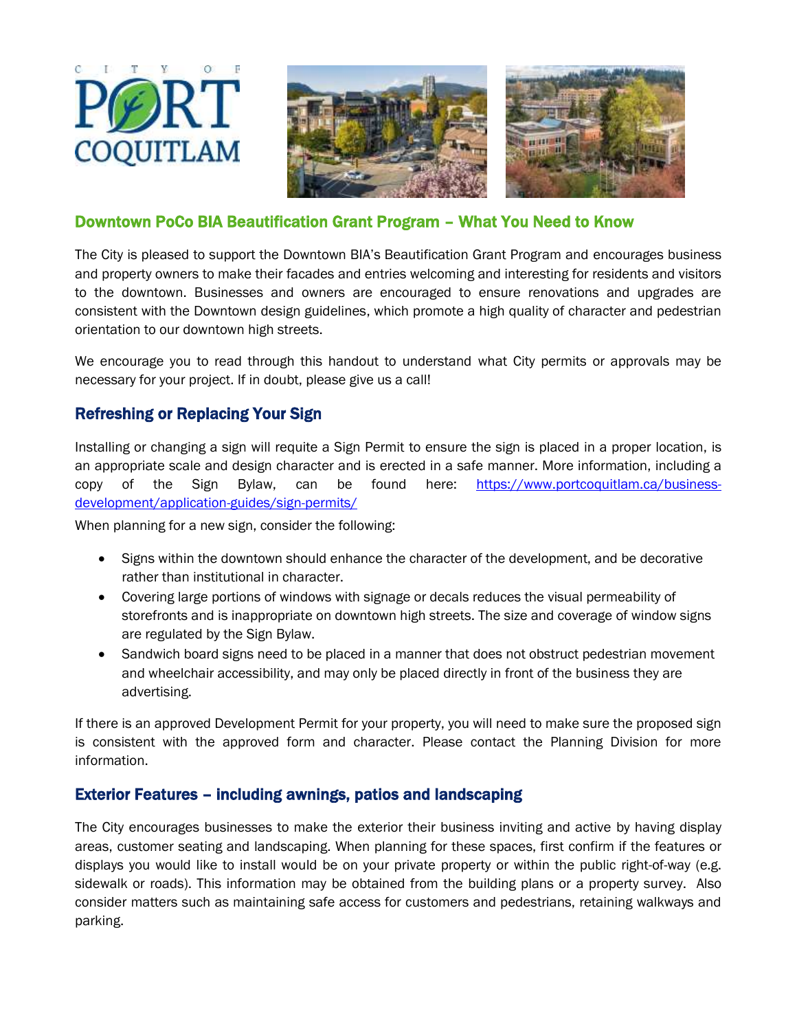## Downtown PoCo BIA Beautification Grant Program – What You Need to Know

The City is pleased to support the Downtown BIA's Beautification Grant Program and encourages business and property owners to make their facades and entries welcoming and interesting for residents and visitors to the downtown. Businesses and owners are encouraged to ensure renovations and upgrades are consistent with the Downtown design guidelines, which promote a high quality of character and pedestrian orientation to our downtown high streets.

We encourage you to read through this handout to understand what City permits or approvals may be necessary for your project. If in doubt, please give us a call!

### Refreshing or Replacing Your Sign

Installing or changing a sign will require a Sign Permit to ensure the sign is placed in a proper location, is an appropriate scale and design character and is erected in a safe manner. More information, including a copy of the Sign Bylaw, can be found here: [https://www.portcoquitlam.ca/business-development/application-guides/sign-permits/](https://www.portcoquitlam.ca/business-development/application-guides/sign-permits/)

When planning for a new sign, consider the following:

- Signs within the downtown should enhance the character of the development, and be decorative rather than institutional in character.
- Covering large portions of windows with signage or decals reduces the visual permeability of storefronts and is inappropriate on downtown high streets. The size and coverage of window signs are regulated by the Sign Bylaw.
- Sandwich board signs need to be placed in a manner that does not obstruct pedestrian movement and wheelchair accessibility, and may only be placed directly in front of the business they are advertising.

If there is an approved Development Permit for your property, you will need to make sure the proposed sign is consistent with the approved form and character. Please contact the Planning Division for more information.

### Exterior Features – including awnings, patios and landscaping

The City encourages businesses to make the exterior their business inviting and active by having display areas, customer seating and landscaping. When planning for these spaces, first confirm if the features or displays you would like to install would be on your private property or within the public right-of-way (e.g. sidewalk or roads). This information may be obtained from the building plans or a property survey. Also consider matters such as maintaining safe access for customers and pedestrians, retaining walkways and parking.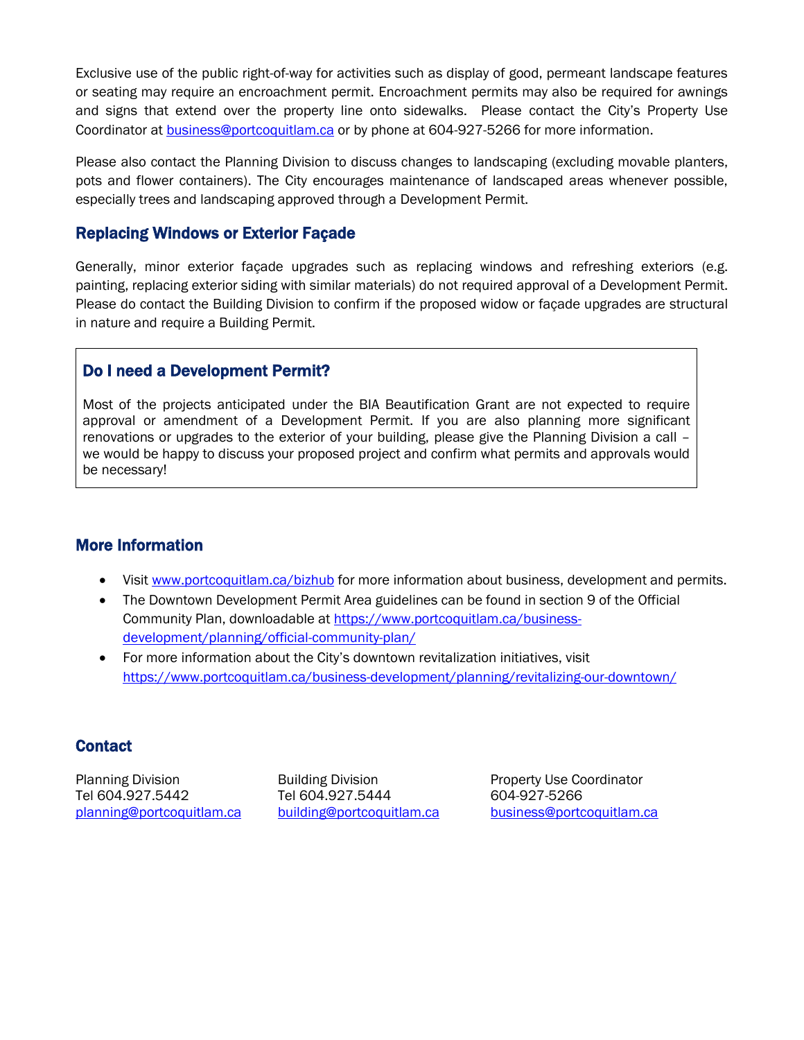Exclusive use of the public right-of-way for activities such as display of good, permeant landscape features or seating may require an encroachment permit. Encroachment permits may also be required for awnings and signs that extend over the property line onto sidewalks. Please contact the City's Property Use Coordinator at [business@portcoquitlam.ca](mailto:business@portcoquitlam.ca) or by phone at 604-927-5266 for more information.

Please also contact the Planning Division to discuss changes to landscaping (excluding movable planters, pots and flower containers). The City encourages maintenance of landscaped areas whenever possible, especially trees and landscaping approved through a Development Permit.

## Replacing Windows or Exterior Façade

Generally, minor exterior façade upgrades such as replacing windows and refreshing exteriors (e.g. painting, replacing exterior siding with similar materials) do not required approval of a Development Permit. Please do contact the Building Division to confirm if the proposed widow or façade upgrades are structural in nature and require a Building Permit.

### Do I need a Development Permit?

Most of the projects anticipated under the BIA Beautification Grant are not expected to require approval or amendment of a Development Permit. If you are also planning more significant renovations or upgrades to the exterior of your building, please give the Planning Division a call – we would be happy to discuss your proposed project and confirm what permits and approvals would be necessary!

## More Information

- Visit [www.portcoquitlam.ca/bizhub](http://www.portcoquitlam.ca/bizhub) for more information about business, development and permits.
- The Downtown Development Permit Area guidelines can be found in section 9 of the Official Community Plan, downloadable at [https://www.portcoquitlam.ca/business-development/planning/official-community-plan/](https://www.portcoquitlam.ca/business-development/planning/official-community-plan/)
- For more information about the City's downtown revitalization initiatives, visit [https://www.portcoquitlam.ca/business-development/planning/revitalizing-our-downtown/](https://www.portcoquitlam.ca/business-development/planning/revitalizing-our-downtown/)

## Contact

Planning Division
Tel 604.927.5442
[planning@portcoquitlam.ca](mailto:planning@portcoquitlam.ca)

Building Division
Tel 604.927.5444
[building@portcoquitlam.ca](mailto:building@portcoquitlam.ca)

Property Use Coordinator
604-927-5266
[business@portcoquitlam.ca](mailto:business@portcoquitlam.ca)